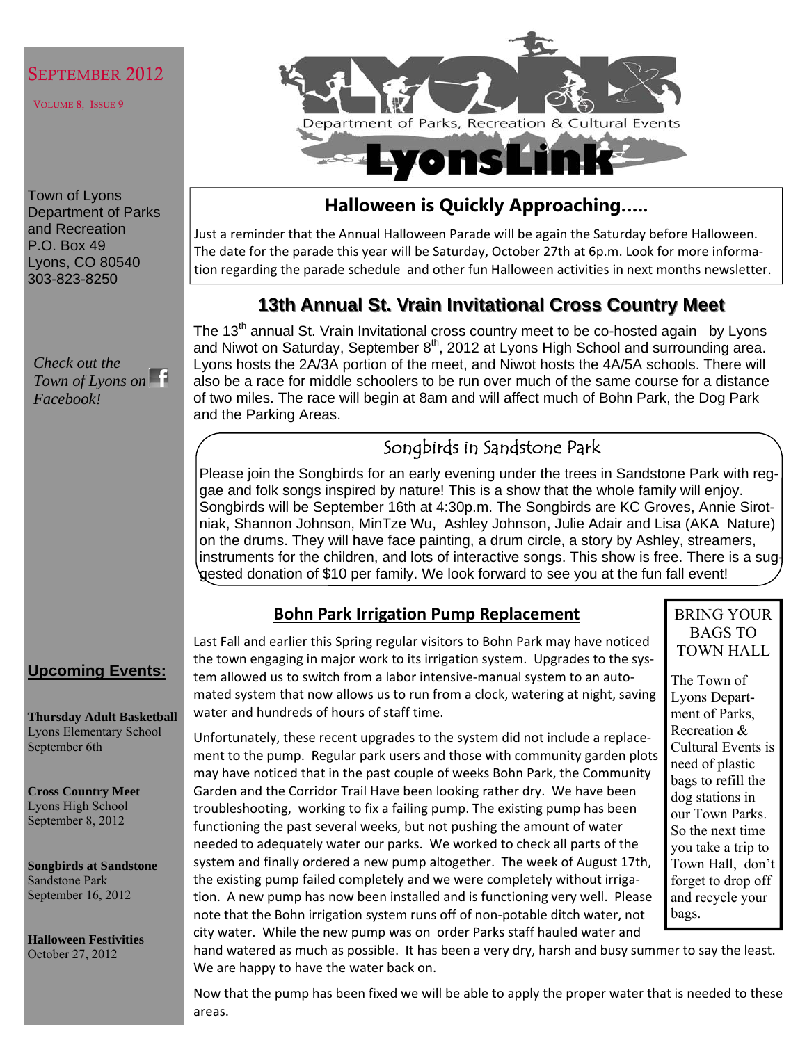September 2012

Volume 8, Issue 9

# LyonsLink

Department of Parks, Recreation & Cultural Events

Town of Lyons
Department of Parks and Recreation
P.O. Box 49
Lyons, CO 80540
303-823-8250

*Check out the Town of Lyons on Facebook!*

## Halloween is Quickly Approaching.....

Just a reminder that the Annual Halloween Parade will be again the Saturday before Halloween. The date for the parade this year will be Saturday, October 27th at 6p.m. Look for more information regarding the parade schedule and other fun Halloween activities in next months newsletter.

## 13th Annual St. Vrain Invitational Cross Country Meet

The 13th annual St. Vrain Invitational cross country meet to be co-hosted again by Lyons and Niwot on Saturday, September 8th, 2012 at Lyons High School and surrounding area. Lyons hosts the 2A/3A portion of the meet, and Niwot hosts the 4A/5A schools. There will also be a race for middle schoolers to be run over much of the same course for a distance of two miles. The race will begin at 8am and will affect much of Bohn Park, the Dog Park and the Parking Areas.

## Songbirds in Sandstone Park

Please join the Songbirds for an early evening under the trees in Sandstone Park with reggae and folk songs inspired by nature! This is a show that the whole family will enjoy. Songbirds will be September 16th at 4:30p.m. The Songbirds are KC Groves, Annie Sirotniak, Shannon Johnson, MinTze Wu, Ashley Johnson, Julie Adair and Lisa (AKA Nature) on the drums. They will have face painting, a drum circle, a story by Ashley, streamers, instruments for the children, and lots of interactive songs. This show is free. There is a suggested donation of $10 per family. We look forward to see you at the fun fall event!

## Bohn Park Irrigation Pump Replacement

Last Fall and earlier this Spring regular visitors to Bohn Park may have noticed the town engaging in major work to its irrigation system. Upgrades to the system allowed us to switch from a labor intensive-manual system to an automated system that now allows us to run from a clock, watering at night, saving water and hundreds of hours of staff time.

Unfortunately, these recent upgrades to the system did not include a replacement to the pump. Regular park users and those with community garden plots may have noticed that in the past couple of weeks Bohn Park, the Community Garden and the Corridor Trail Have been looking rather dry. We have been troubleshooting, working to fix a failing pump. The existing pump has been functioning the past several weeks, but not pushing the amount of water needed to adequately water our parks. We worked to check all parts of the system and finally ordered a new pump altogether. The week of August 17th, the existing pump failed completely and we were completely without irrigation. A new pump has now been installed and is functioning very well. Please note that the Bohn irrigation system runs off of non-potable ditch water, not city water. While the new pump was on order Parks staff hauled water and hand watered as much as possible. It has been a very dry, harsh and busy summer to say the least. We are happy to have the water back on.

Now that the pump has been fixed we will be able to apply the proper water that is needed to these areas.

### BRING YOUR BAGS TO TOWN HALL

The Town of Lyons Department of Parks, Recreation & Cultural Events is need of plastic bags to refill the dog stations in our Town Parks. So the next time you take a trip to Town Hall, don't forget to drop off and recycle your bags.

### Upcoming Events:

**Thursday Adult Basketball**
Lyons Elementary School
September 6th

**Cross Country Meet**
Lyons High School
September 8, 2012

**Songbirds at Sandstone**
Sandstone Park
September 16, 2012

**Halloween Festivities**
October 27, 2012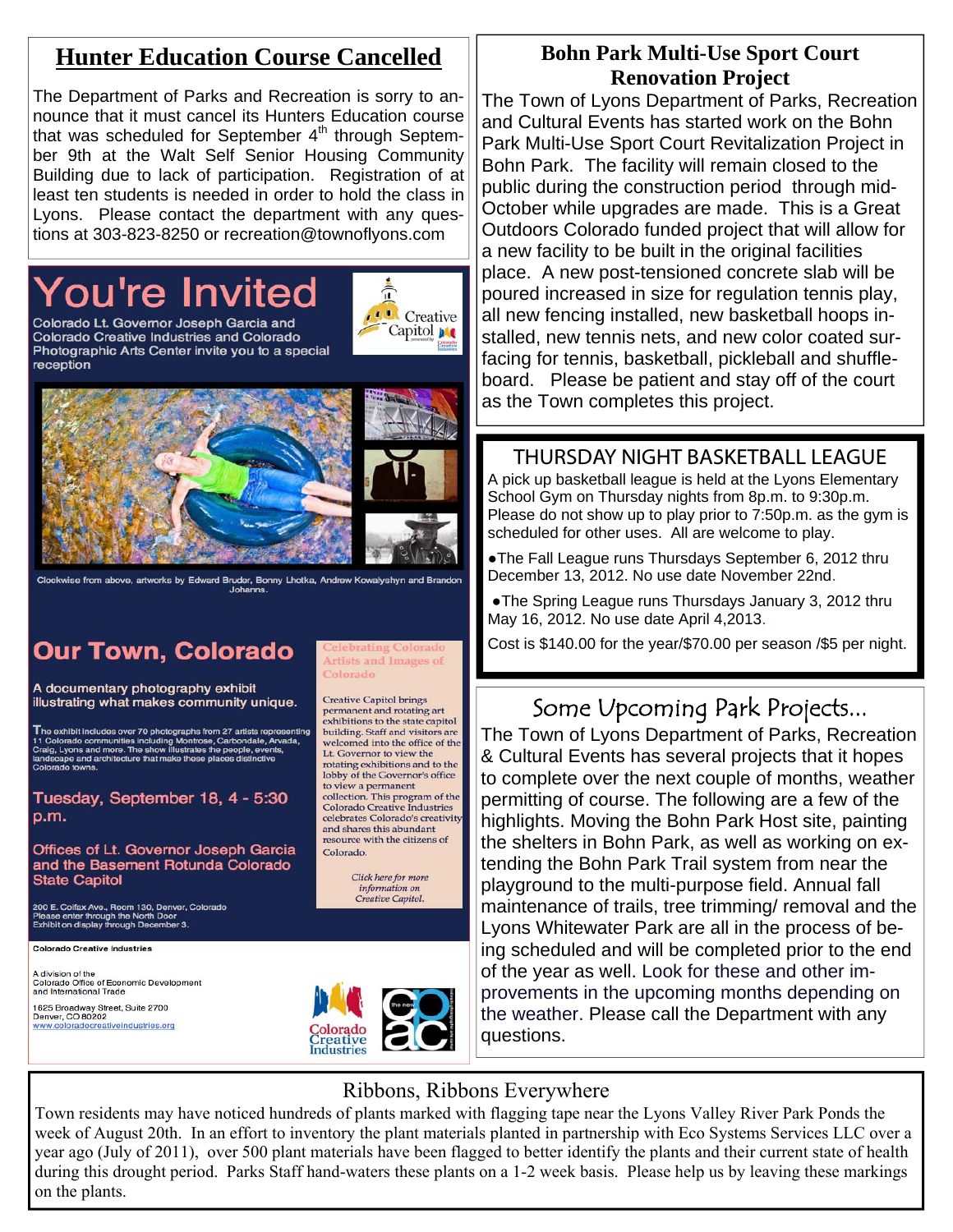## Hunter Education Course Cancelled

The Department of Parks and Recreation is sorry to announce that it must cancel its Hunters Education course that was scheduled for September 4th through September 9th at the Walt Self Senior Housing Community Building due to lack of participation. Registration of at least ten students is needed in order to hold the class in Lyons. Please contact the department with any questions at 303-823-8250 or recreation@townoflyons.com

# You're Invited

Colorado Lt. Governor Joseph Garcia and Colorado Creative Industries and Colorado Photographic Arts Center invite you to a special reception

Creative Capitol

Clockwise from above, artworks by Edward Bruder, Bonny Lhotka, Andrew Kowalyshyn and Brandon Johanns.

## Our Town, Colorado

A documentary photography exhibit illustrating what makes community unique.

The exhibit includes over 70 photographs from 27 artists representing 11 Colorado communities including Montrose, Carbondale, Arvada, Craig, Lyons and more. The show illustrates the people, events, landscape and architecture that make these places distinctive Colorado towns.

**Tuesday, September 18, 4 - 5:30 p.m.**

**Offices of Lt. Governor Joseph Garcia and the Basement Rotunda Colorado State Capitol**

200 E. Colfax Ave., Room 130, Denver, Colorado
Please enter through the North Door
Exhibit on display through December 3.

**Celebrating Colorado Artists and Images of Colorado**

Creative Capitol brings permanent and rotating art exhibitions to the state capitol building. Staff and visitors are welcomed into the office of the Lt. Governor to view the rotating exhibitions and to the lobby of the Governor's office to view a permanent collection. This program of the Colorado Creative Industries celebrates Colorado's creativity and shares this abundant resource with the citizens of Colorado.

*Click here for more information on Creative Capitol.*

**Colorado Creative Industries**

A division of the Colorado Office of Economic Development and International Trade

1625 Broadway Street, Suite 2700
Denver, CO 80202
www.coloradocreativeindustries.org

Colorado Creative Industries

## Bohn Park Multi-Use Sport Court Renovation Project

The Town of Lyons Department of Parks, Recreation and Cultural Events has started work on the Bohn Park Multi-Use Sport Court Revitalization Project in Bohn Park. The facility will remain closed to the public during the construction period through mid-October while upgrades are made. This is a Great Outdoors Colorado funded project that will allow for a new facility to be built in the original facilities place. A new post-tensioned concrete slab will be poured increased in size for regulation tennis play, all new fencing installed, new basketball hoops installed, new tennis nets, and new color coated surfacing for tennis, basketball, pickleball and shuffleboard. Please be patient and stay off of the court as the Town completes this project.

## THURSDAY NIGHT BASKETBALL LEAGUE

A pick up basketball league is held at the Lyons Elementary School Gym on Thursday nights from 8p.m. to 9:30p.m. Please do not show up to play prior to 7:50p.m. as the gym is scheduled for other uses. All are welcome to play.

- The Fall League runs Thursdays September 6, 2012 thru December 13, 2012. No use date November 22nd.
- The Spring League runs Thursdays January 3, 2012 thru May 16, 2012. No use date April 4,2013.

Cost is $140.00 for the year/$70.00 per season /$5 per night.

## Some Upcoming Park Projects...

The Town of Lyons Department of Parks, Recreation & Cultural Events has several projects that it hopes to complete over the next couple of months, weather permitting of course. The following are a few of the highlights. Moving the Bohn Park Host site, painting the shelters in Bohn Park, as well as working on extending the Bohn Park Trail system from near the playground to the multi-purpose field. Annual fall maintenance of trails, tree trimming/ removal and the Lyons Whitewater Park are all in the process of being scheduled and will be completed prior to the end of the year as well. Look for these and other improvements in the upcoming months depending on the weather. Please call the Department with any questions.

## Ribbons, Ribbons Everywhere

Town residents may have noticed hundreds of plants marked with flagging tape near the Lyons Valley River Park Ponds the week of August 20th. In an effort to inventory the plant materials planted in partnership with Eco Systems Services LLC over a year ago (July of 2011), over 500 plant materials have been flagged to better identify the plants and their current state of health during this drought period. Parks Staff hand-waters these plants on a 1-2 week basis. Please help us by leaving these markings on the plants.